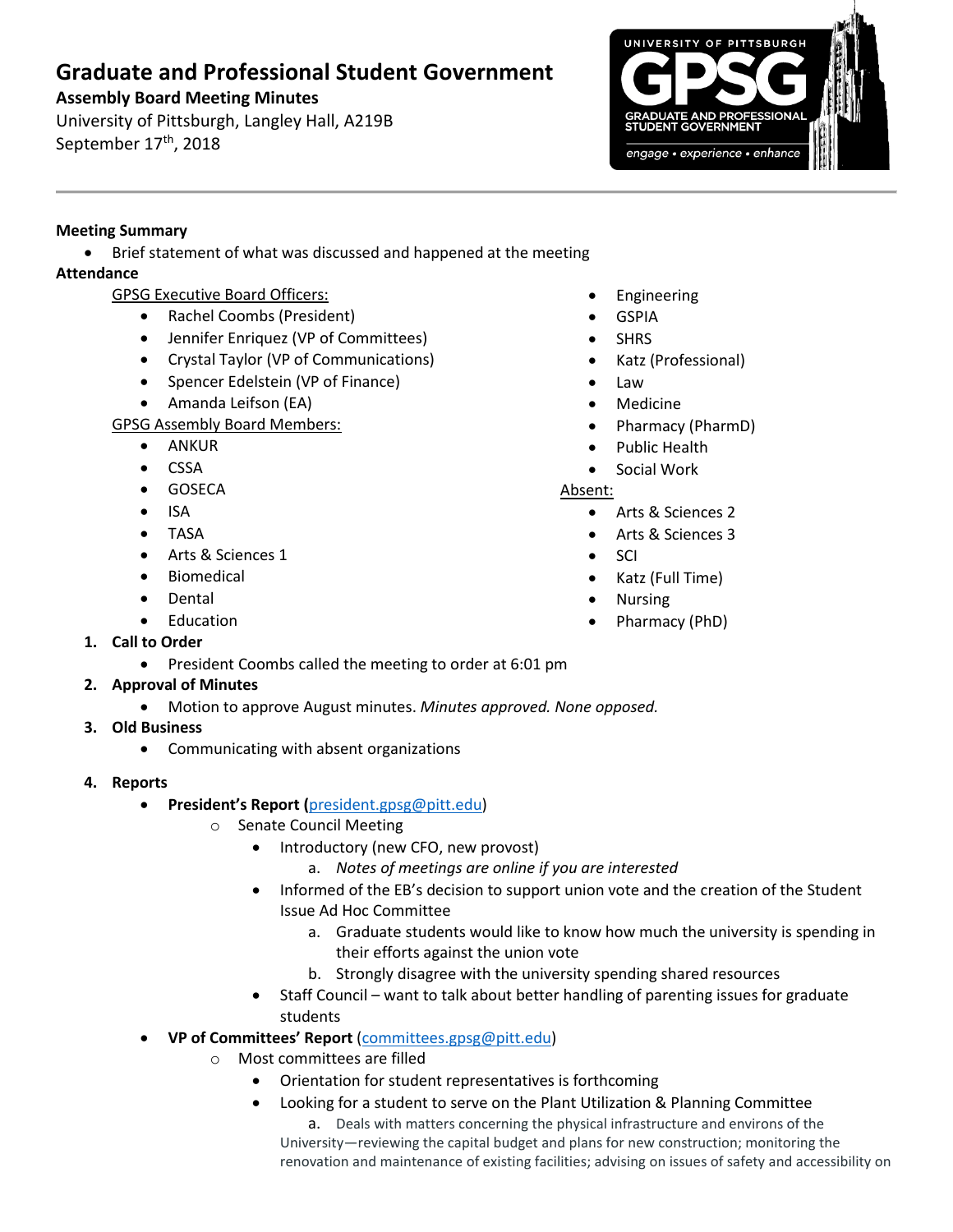# Graduate and Professional Student Government

**Assembly Board Meeting Minutes**

University of Pittsburgh, Langley Hall, A219B

September 17th, 2018

**Meeting Summary**

- Brief statement of what was discussed and happened at the meeting

**Attendance**

GPSG Executive Board Officers:

- Rachel Coombs (President)
- Jennifer Enriquez (VP of Committees)
- Crystal Taylor (VP of Communications)
- Spencer Edelstein (VP of Finance)
- Amanda Leifson (EA)

GPSG Assembly Board Members:

- ANKUR
- CSSA
- GOSECA
- ISA
- TASA
- Arts & Sciences 1
- Biomedical
- Dental
- Education
- Engineering
- GSPIA
- SHRS
- Katz (Professional)
- Law
- Medicine
- Pharmacy (PharmD)
- Public Health
- Social Work

Absent:

- Arts & Sciences 2
- Arts & Sciences 3
- SCI
- Katz (Full Time)
- Nursing
- Pharmacy (PhD)

1. **Call to Order**
   - President Coombs called the meeting to order at 6:01 pm
2. **Approval of Minutes**
   - Motion to approve August minutes. *Minutes approved. None opposed.*
3. **Old Business**
   - Communicating with absent organizations
4. **Reports**
   - **President's Report (**president.gpsg@pitt.edu)
     - Senate Council Meeting
       - Introductory (new CFO, new provost)
         a. *Notes of meetings are online if you are interested*
       - Informed of the EB's decision to support union vote and the creation of the Student Issue Ad Hoc Committee
         a. Graduate students would like to know how much the university is spending in their efforts against the union vote
         b. Strongly disagree with the university spending shared resources
       - Staff Council – want to talk about better handling of parenting issues for graduate students
   - **VP of Committees' Report** (committees.gpsg@pitt.edu)
     - Most committees are filled
       - Orientation for student representatives is forthcoming
       - Looking for a student to serve on the Plant Utilization & Planning Committee
         a. Deals with matters concerning the physical infrastructure and environs of the University—reviewing the capital budget and plans for new construction; monitoring the renovation and maintenance of existing facilities; advising on issues of safety and accessibility on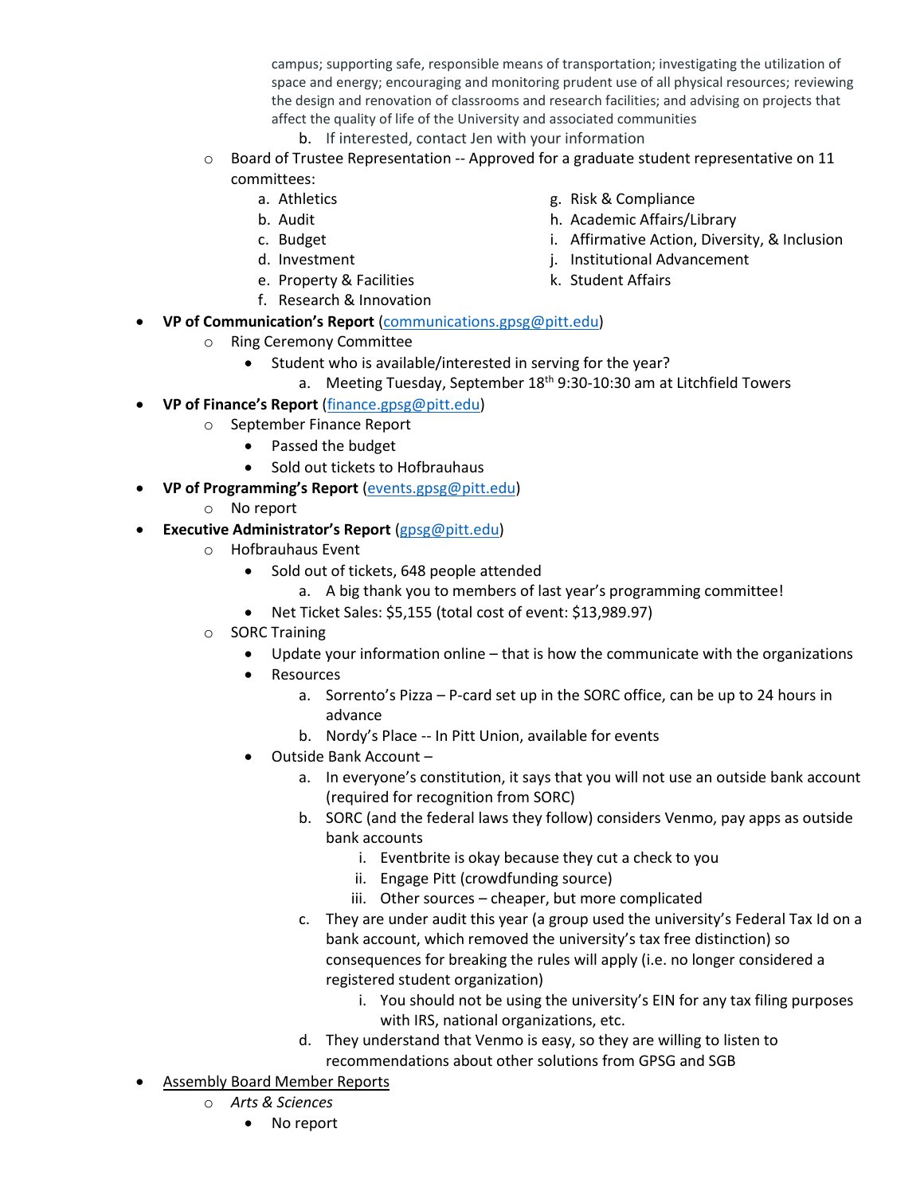campus; supporting safe, responsible means of transportation; investigating the utilization of space and energy; encouraging and monitoring prudent use of all physical resources; reviewing the design and renovation of classrooms and research facilities; and advising on projects that affect the quality of life of the University and associated communities

    b. If interested, contact Jen with your information

- Board of Trustee Representation -- Approved for a graduate student representative on 11 committees:
    a. Athletics
    b. Audit
    c. Budget
    d. Investment
    e. Property & Facilities
    f. Research & Innovation
    g. Risk & Compliance
    h. Academic Affairs/Library
    i. Affirmative Action, Diversity, & Inclusion
    j. Institutional Advancement
    k. Student Affairs

- **VP of Communication's Report** (communications.gpsg@pitt.edu)
    - Ring Ceremony Committee
        - Student who is available/interested in serving for the year?
            a. Meeting Tuesday, September 18th 9:30-10:30 am at Litchfield Towers
- **VP of Finance's Report** (finance.gpsg@pitt.edu)
    - September Finance Report
        - Passed the budget
        - Sold out tickets to Hofbrauhaus
- **VP of Programming's Report** (events.gpsg@pitt.edu)
    - No report
- **Executive Administrator's Report** (gpsg@pitt.edu)
    - Hofbrauhaus Event
        - Sold out of tickets, 648 people attended
            a. A big thank you to members of last year's programming committee!
        - Net Ticket Sales: $5,155 (total cost of event: $13,989.97)
    - SORC Training
        - Update your information online – that is how the communicate with the organizations
        - Resources
            a. Sorrento's Pizza – P-card set up in the SORC office, can be up to 24 hours in advance
            b. Nordy's Place -- In Pitt Union, available for events
        - Outside Bank Account –
            a. In everyone's constitution, it says that you will not use an outside bank account (required for recognition from SORC)
            b. SORC (and the federal laws they follow) considers Venmo, pay apps as outside bank accounts
                i. Eventbrite is okay because they cut a check to you
                ii. Engage Pitt (crowdfunding source)
                iii. Other sources – cheaper, but more complicated
            c. They are under audit this year (a group used the university's Federal Tax Id on a bank account, which removed the university's tax free distinction) so consequences for breaking the rules will apply (i.e. no longer considered a registered student organization)
                i. You should not be using the university's EIN for any tax filing purposes with IRS, national organizations, etc.
            d. They understand that Venmo is easy, so they are willing to listen to recommendations about other solutions from GPSG and SGB
- Assembly Board Member Reports
    - *Arts & Sciences*
        - No report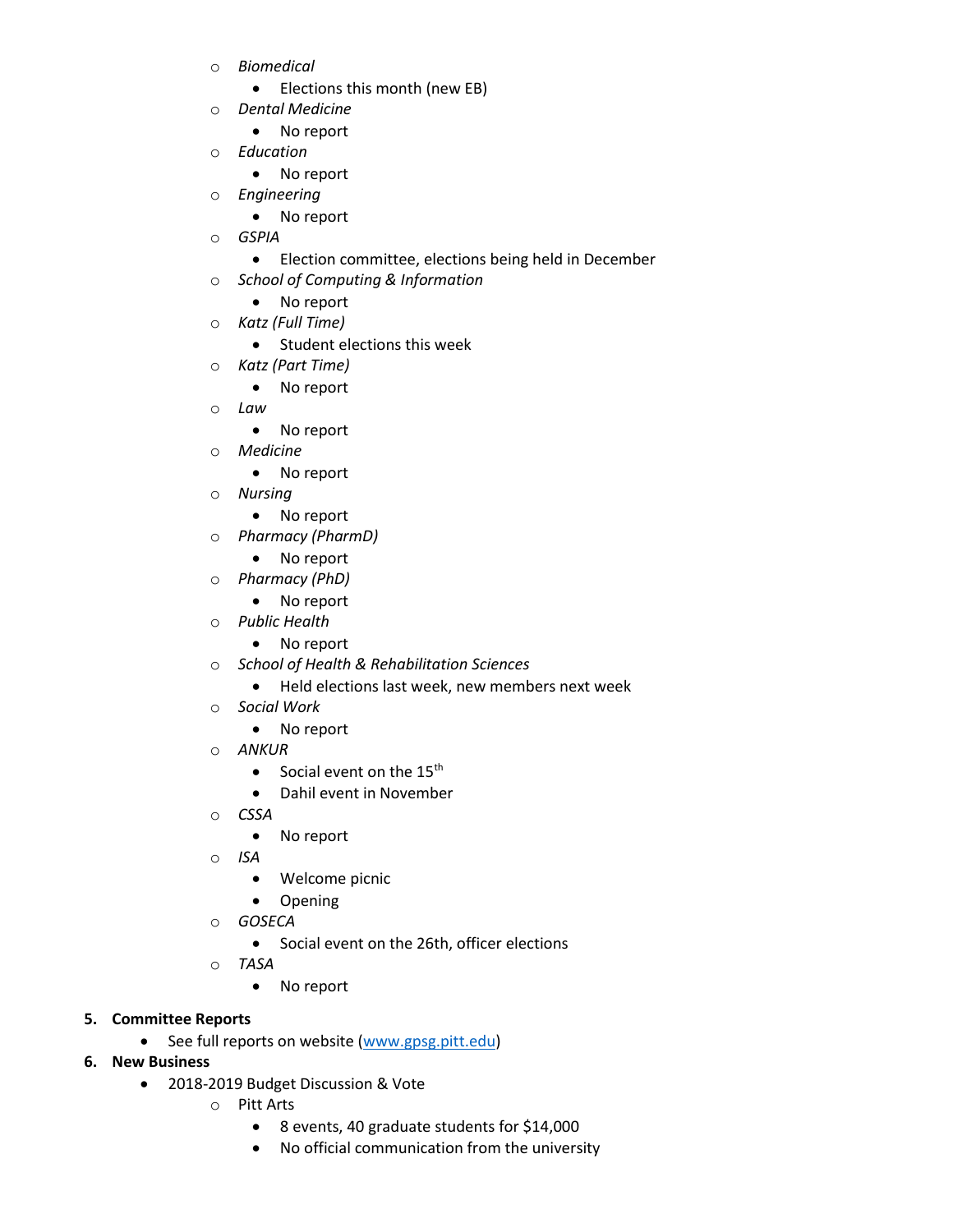- *Biomedical*
    - Elections this month (new EB)
- *Dental Medicine*
    - No report
- *Education*
    - No report
- *Engineering*
    - No report
- *GSPIA*
    - Election committee, elections being held in December
- *School of Computing & Information*
    - No report
- *Katz (Full Time)*
    - Student elections this week
- *Katz (Part Time)*
    - No report
- *Law*
    - No report
- *Medicine*
    - No report
- *Nursing*
    - No report
- *Pharmacy (PharmD)*
    - No report
- *Pharmacy (PhD)*
    - No report
- *Public Health*
    - No report
- *School of Health & Rehabilitation Sciences*
    - Held elections last week, new members next week
- *Social Work*
    - No report
- *ANKUR*
    - Social event on the 15th
    - Dahil event in November
- *CSSA*
    - No report
- *ISA*
    - Welcome picnic
    - Opening
- *GOSECA*
    - Social event on the 26th, officer elections
- *TASA*
    - No report

5. **Committee Reports**
    - See full reports on website ([www.gpsg.pitt.edu](http://www.gpsg.pitt.edu))
6. **New Business**
    - 2018-2019 Budget Discussion & Vote
        - Pitt Arts
            - 8 events, 40 graduate students for $14,000
            - No official communication from the university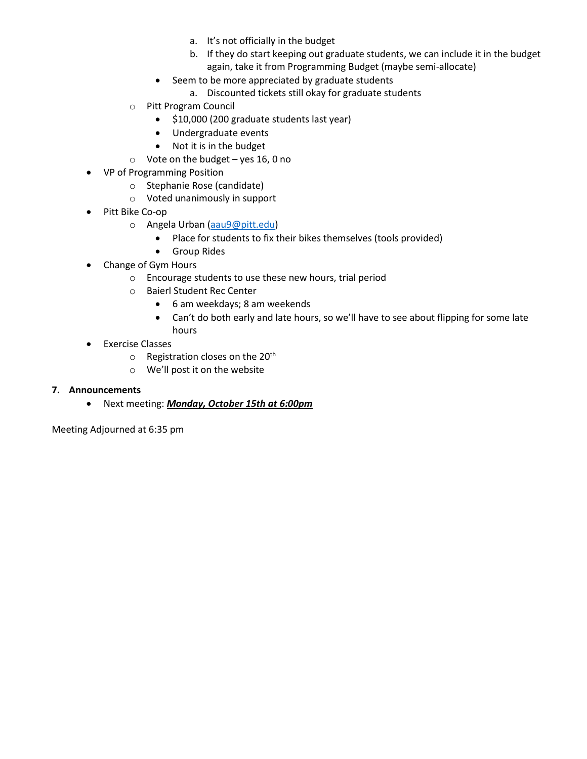a. It's not officially in the budget
      b. If they do start keeping out graduate students, we can include it in the budget again, take it from Programming Budget (maybe semi-allocate)
    - Seem to be more appreciated by graduate students
      a. Discounted tickets still okay for graduate students
  - Pitt Program Council
    - $10,000 (200 graduate students last year)
    - Undergraduate events
    - Not it is in the budget
  - Vote on the budget – yes 16, 0 no
- VP of Programming Position
  - Stephanie Rose (candidate)
  - Voted unanimously in support
- Pitt Bike Co-op
  - Angela Urban (aau9@pitt.edu)
    - Place for students to fix their bikes themselves (tools provided)
    - Group Rides
- Change of Gym Hours
  - Encourage students to use these new hours, trial period
  - Baierl Student Rec Center
    - 6 am weekdays; 8 am weekends
    - Can't do both early and late hours, so we'll have to see about flipping for some late hours
- Exercise Classes
  - Registration closes on the 20th
  - We'll post it on the website

**7. Announcements**

- Next meeting: ***Monday, October 15th at 6:00pm***

Meeting Adjourned at 6:35 pm